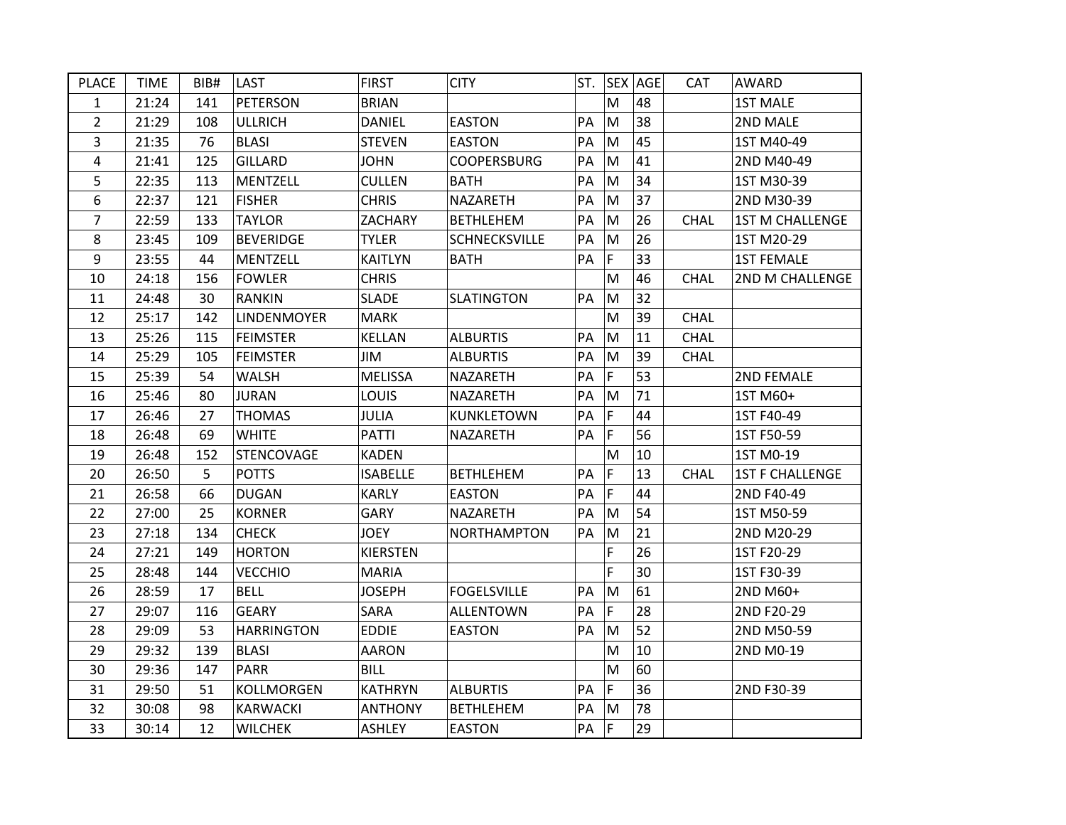| PLACE | TIME | BIB# | LAST | FIRST | CITY | ST. | SEX | AGE | CAT | AWARD |
|---|---|---|---|---|---|---|---|---|---|---|
| 1 | 21:24 | 141 | PETERSON | BRIAN | | | M | 48 | | 1ST MALE |
| 2 | 21:29 | 108 | ULLRICH | DANIEL | EASTON | PA | M | 38 | | 2ND MALE |
| 3 | 21:35 | 76 | BLASI | STEVEN | EASTON | PA | M | 45 | | 1ST M40-49 |
| 4 | 21:41 | 125 | GILLARD | JOHN | COOPERSBURG | PA | M | 41 | | 2ND M40-49 |
| 5 | 22:35 | 113 | MENTZELL | CULLEN | BATH | PA | M | 34 | | 1ST M30-39 |
| 6 | 22:37 | 121 | FISHER | CHRIS | NAZARETH | PA | M | 37 | | 2ND M30-39 |
| 7 | 22:59 | 133 | TAYLOR | ZACHARY | BETHLEHEM | PA | M | 26 | CHAL | 1ST M CHALLENGE |
| 8 | 23:45 | 109 | BEVERIDGE | TYLER | SCHNECKSVILLE | PA | M | 26 | | 1ST M20-29 |
| 9 | 23:55 | 44 | MENTZELL | KAITLYN | BATH | PA | F | 33 | | 1ST FEMALE |
| 10 | 24:18 | 156 | FOWLER | CHRIS | | | M | 46 | CHAL | 2ND M CHALLENGE |
| 11 | 24:48 | 30 | RANKIN | SLADE | SLATINGTON | PA | M | 32 | | |
| 12 | 25:17 | 142 | LINDENMOYER | MARK | | | M | 39 | CHAL | |
| 13 | 25:26 | 115 | FEIMSTER | KELLAN | ALBURTIS | PA | M | 11 | CHAL | |
| 14 | 25:29 | 105 | FEIMSTER | JIM | ALBURTIS | PA | M | 39 | CHAL | |
| 15 | 25:39 | 54 | WALSH | MELISSA | NAZARETH | PA | F | 53 | | 2ND FEMALE |
| 16 | 25:46 | 80 | JURAN | LOUIS | NAZARETH | PA | M | 71 | | 1ST M60+ |
| 17 | 26:46 | 27 | THOMAS | JULIA | KUNKLETOWN | PA | F | 44 | | 1ST F40-49 |
| 18 | 26:48 | 69 | WHITE | PATTI | NAZARETH | PA | F | 56 | | 1ST F50-59 |
| 19 | 26:48 | 152 | STENCOVAGE | KADEN | | | M | 10 | | 1ST M0-19 |
| 20 | 26:50 | 5 | POTTS | ISABELLE | BETHLEHEM | PA | F | 13 | CHAL | 1ST F CHALLENGE |
| 21 | 26:58 | 66 | DUGAN | KARLY | EASTON | PA | F | 44 | | 2ND F40-49 |
| 22 | 27:00 | 25 | KORNER | GARY | NAZARETH | PA | M | 54 | | 1ST M50-59 |
| 23 | 27:18 | 134 | CHECK | JOEY | NORTHAMPTON | PA | M | 21 | | 2ND M20-29 |
| 24 | 27:21 | 149 | HORTON | KIERSTEN | | | F | 26 | | 1ST F20-29 |
| 25 | 28:48 | 144 | VECCHIO | MARIA | | | F | 30 | | 1ST F30-39 |
| 26 | 28:59 | 17 | BELL | JOSEPH | FOGELSVILLE | PA | M | 61 | | 2ND M60+ |
| 27 | 29:07 | 116 | GEARY | SARA | ALLENTOWN | PA | F | 28 | | 2ND F20-29 |
| 28 | 29:09 | 53 | HARRINGTON | EDDIE | EASTON | PA | M | 52 | | 2ND M50-59 |
| 29 | 29:32 | 139 | BLASI | AARON | | | M | 10 | | 2ND M0-19 |
| 30 | 29:36 | 147 | PARR | BILL | | | M | 60 | | |
| 31 | 29:50 | 51 | KOLLMORGEN | KATHRYN | ALBURTIS | PA | F | 36 | | 2ND F30-39 |
| 32 | 30:08 | 98 | KARWACKI | ANTHONY | BETHLEHEM | PA | M | 78 | | |
| 33 | 30:14 | 12 | WILCHEK | ASHLEY | EASTON | PA | F | 29 | | |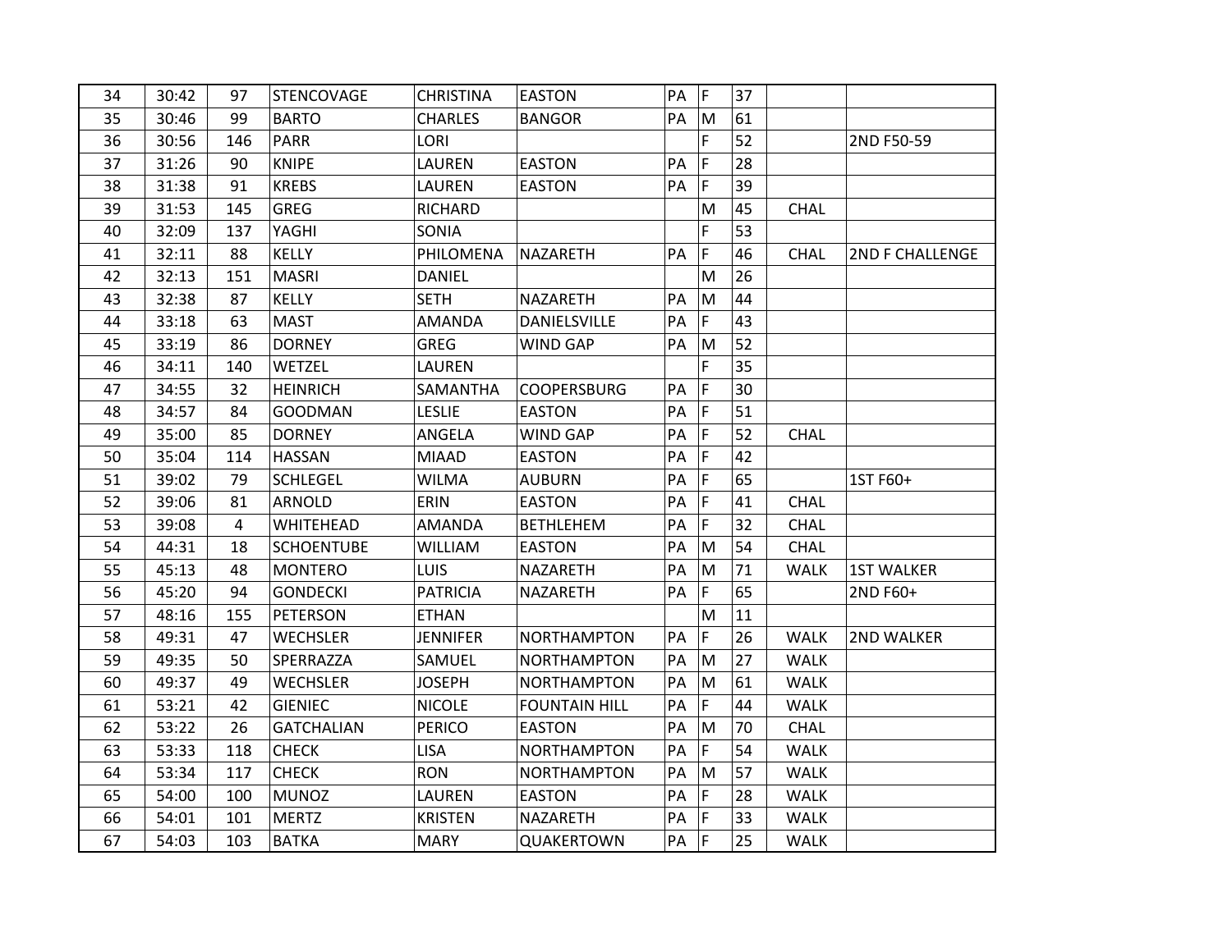| 34 | 30:42 | 97 | STENCOVAGE | CHRISTINA | EASTON | PA | F | 37 | | |
|---|---|---|---|---|---|---|---|---|---|---|
| 35 | 30:46 | 99 | BARTO | CHARLES | BANGOR | PA | M | 61 | | |
| 36 | 30:56 | 146 | PARR | LORI | | | F | 52 | | 2ND F50-59 |
| 37 | 31:26 | 90 | KNIPE | LAUREN | EASTON | PA | F | 28 | | |
| 38 | 31:38 | 91 | KREBS | LAUREN | EASTON | PA | F | 39 | | |
| 39 | 31:53 | 145 | GREG | RICHARD | | | M | 45 | CHAL | |
| 40 | 32:09 | 137 | YAGHI | SONIA | | | F | 53 | | |
| 41 | 32:11 | 88 | KELLY | PHILOMENA | NAZARETH | PA | F | 46 | CHAL | 2ND F CHALLENGE |
| 42 | 32:13 | 151 | MASRI | DANIEL | | | M | 26 | | |
| 43 | 32:38 | 87 | KELLY | SETH | NAZARETH | PA | M | 44 | | |
| 44 | 33:18 | 63 | MAST | AMANDA | DANIELSVILLE | PA | F | 43 | | |
| 45 | 33:19 | 86 | DORNEY | GREG | WIND GAP | PA | M | 52 | | |
| 46 | 34:11 | 140 | WETZEL | LAUREN | | | F | 35 | | |
| 47 | 34:55 | 32 | HEINRICH | SAMANTHA | COOPERSBURG | PA | F | 30 | | |
| 48 | 34:57 | 84 | GOODMAN | LESLIE | EASTON | PA | F | 51 | | |
| 49 | 35:00 | 85 | DORNEY | ANGELA | WIND GAP | PA | F | 52 | CHAL | |
| 50 | 35:04 | 114 | HASSAN | MIAAD | EASTON | PA | F | 42 | | |
| 51 | 39:02 | 79 | SCHLEGEL | WILMA | AUBURN | PA | F | 65 | | 1ST F60+ |
| 52 | 39:06 | 81 | ARNOLD | ERIN | EASTON | PA | F | 41 | CHAL | |
| 53 | 39:08 | 4 | WHITEHEAD | AMANDA | BETHLEHEM | PA | F | 32 | CHAL | |
| 54 | 44:31 | 18 | SCHOENTUBE | WILLIAM | EASTON | PA | M | 54 | CHAL | |
| 55 | 45:13 | 48 | MONTERO | LUIS | NAZARETH | PA | M | 71 | WALK | 1ST WALKER |
| 56 | 45:20 | 94 | GONDECKI | PATRICIA | NAZARETH | PA | F | 65 | | 2ND F60+ |
| 57 | 48:16 | 155 | PETERSON | ETHAN | | | M | 11 | | |
| 58 | 49:31 | 47 | WECHSLER | JENNIFER | NORTHAMPTON | PA | F | 26 | WALK | 2ND WALKER |
| 59 | 49:35 | 50 | SPERRAZZA | SAMUEL | NORTHAMPTON | PA | M | 27 | WALK | |
| 60 | 49:37 | 49 | WECHSLER | JOSEPH | NORTHAMPTON | PA | M | 61 | WALK | |
| 61 | 53:21 | 42 | GIENIEC | NICOLE | FOUNTAIN HILL | PA | F | 44 | WALK | |
| 62 | 53:22 | 26 | GATCHALIAN | PERICO | EASTON | PA | M | 70 | CHAL | |
| 63 | 53:33 | 118 | CHECK | LISA | NORTHAMPTON | PA | F | 54 | WALK | |
| 64 | 53:34 | 117 | CHECK | RON | NORTHAMPTON | PA | M | 57 | WALK | |
| 65 | 54:00 | 100 | MUNOZ | LAUREN | EASTON | PA | F | 28 | WALK | |
| 66 | 54:01 | 101 | MERTZ | KRISTEN | NAZARETH | PA | F | 33 | WALK | |
| 67 | 54:03 | 103 | BATKA | MARY | QUAKERTOWN | PA | F | 25 | WALK | |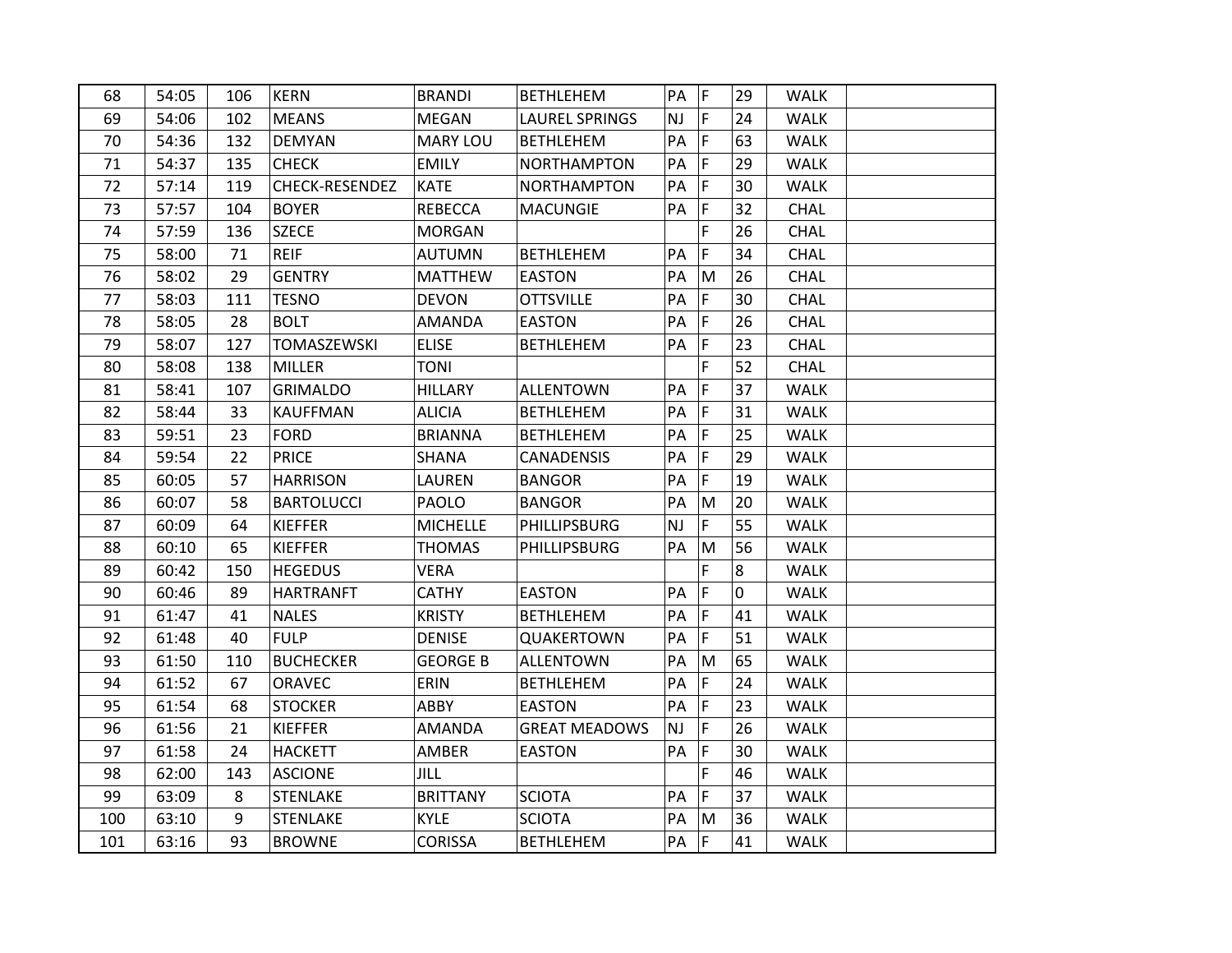| | | | | | | | | | | |
|---|---|---|---|---|---|---|---|---|---|---|
| 68 | 54:05 | 106 | KERN | BRANDI | BETHLEHEM | PA | F | 29 | WALK | |
| 69 | 54:06 | 102 | MEANS | MEGAN | LAUREL SPRINGS | NJ | F | 24 | WALK | |
| 70 | 54:36 | 132 | DEMYAN | MARY LOU | BETHLEHEM | PA | F | 63 | WALK | |
| 71 | 54:37 | 135 | CHECK | EMILY | NORTHAMPTON | PA | F | 29 | WALK | |
| 72 | 57:14 | 119 | CHECK-RESENDEZ | KATE | NORTHAMPTON | PA | F | 30 | WALK | |
| 73 | 57:57 | 104 | BOYER | REBECCA | MACUNGIE | PA | F | 32 | CHAL | |
| 74 | 57:59 | 136 | SZECE | MORGAN | | | F | 26 | CHAL | |
| 75 | 58:00 | 71 | REIF | AUTUMN | BETHLEHEM | PA | F | 34 | CHAL | |
| 76 | 58:02 | 29 | GENTRY | MATTHEW | EASTON | PA | M | 26 | CHAL | |
| 77 | 58:03 | 111 | TESNO | DEVON | OTTSVILLE | PA | F | 30 | CHAL | |
| 78 | 58:05 | 28 | BOLT | AMANDA | EASTON | PA | F | 26 | CHAL | |
| 79 | 58:07 | 127 | TOMASZEWSKI | ELISE | BETHLEHEM | PA | F | 23 | CHAL | |
| 80 | 58:08 | 138 | MILLER | TONI | | | F | 52 | CHAL | |
| 81 | 58:41 | 107 | GRIMALDO | HILLARY | ALLENTOWN | PA | F | 37 | WALK | |
| 82 | 58:44 | 33 | KAUFFMAN | ALICIA | BETHLEHEM | PA | F | 31 | WALK | |
| 83 | 59:51 | 23 | FORD | BRIANNA | BETHLEHEM | PA | F | 25 | WALK | |
| 84 | 59:54 | 22 | PRICE | SHANA | CANADENSIS | PA | F | 29 | WALK | |
| 85 | 60:05 | 57 | HARRISON | LAUREN | BANGOR | PA | F | 19 | WALK | |
| 86 | 60:07 | 58 | BARTOLUCCI | PAOLO | BANGOR | PA | M | 20 | WALK | |
| 87 | 60:09 | 64 | KIEFFER | MICHELLE | PHILLIPSBURG | NJ | F | 55 | WALK | |
| 88 | 60:10 | 65 | KIEFFER | THOMAS | PHILLIPSBURG | PA | M | 56 | WALK | |
| 89 | 60:42 | 150 | HEGEDUS | VERA | | | F | 8 | WALK | |
| 90 | 60:46 | 89 | HARTRANFT | CATHY | EASTON | PA | F | 0 | WALK | |
| 91 | 61:47 | 41 | NALES | KRISTY | BETHLEHEM | PA | F | 41 | WALK | |
| 92 | 61:48 | 40 | FULP | DENISE | QUAKERTOWN | PA | F | 51 | WALK | |
| 93 | 61:50 | 110 | BUCHECKER | GEORGE B | ALLENTOWN | PA | M | 65 | WALK | |
| 94 | 61:52 | 67 | ORAVEC | ERIN | BETHLEHEM | PA | F | 24 | WALK | |
| 95 | 61:54 | 68 | STOCKER | ABBY | EASTON | PA | F | 23 | WALK | |
| 96 | 61:56 | 21 | KIEFFER | AMANDA | GREAT MEADOWS | NJ | F | 26 | WALK | |
| 97 | 61:58 | 24 | HACKETT | AMBER | EASTON | PA | F | 30 | WALK | |
| 98 | 62:00 | 143 | ASCIONE | JILL | | | F | 46 | WALK | |
| 99 | 63:09 | 8 | STENLAKE | BRITTANY | SCIOTA | PA | F | 37 | WALK | |
| 100 | 63:10 | 9 | STENLAKE | KYLE | SCIOTA | PA | M | 36 | WALK | |
| 101 | 63:16 | 93 | BROWNE | CORISSA | BETHLEHEM | PA | F | 41 | WALK | |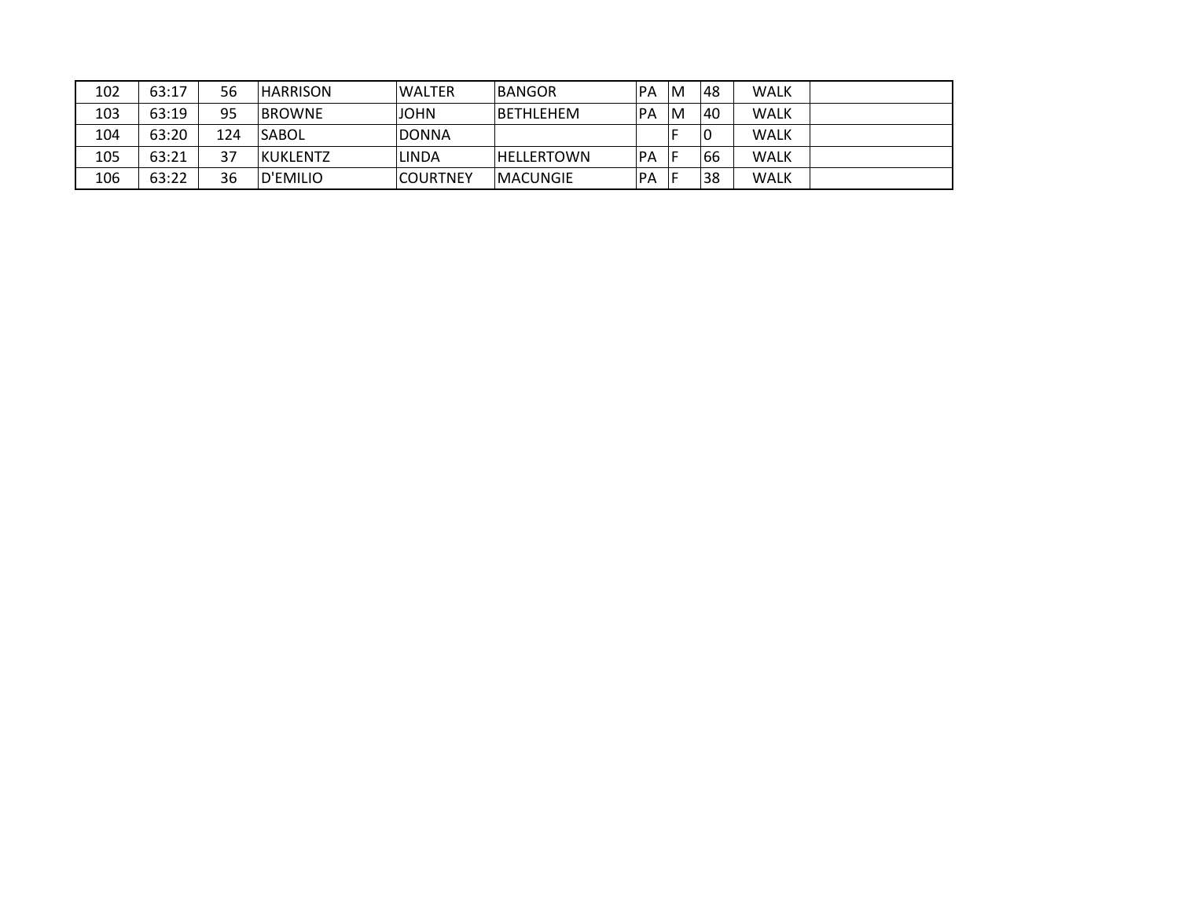| | | | | | | | | | | |
|---|---|---|---|---|---|---|---|---|---|---|
| 102 | 63:17 | 56 | HARRISON | WALTER | BANGOR | PA | M | 48 | WALK | |
| 103 | 63:19 | 95 | BROWNE | JOHN | BETHLEHEM | PA | M | 40 | WALK | |
| 104 | 63:20 | 124 | SABOL | DONNA | | | F | 0 | WALK | |
| 105 | 63:21 | 37 | KUKLENTZ | LINDA | HELLERTOWN | PA | F | 66 | WALK | |
| 106 | 63:22 | 36 | D'EMILIO | COURTNEY | MACUNGIE | PA | F | 38 | WALK | |